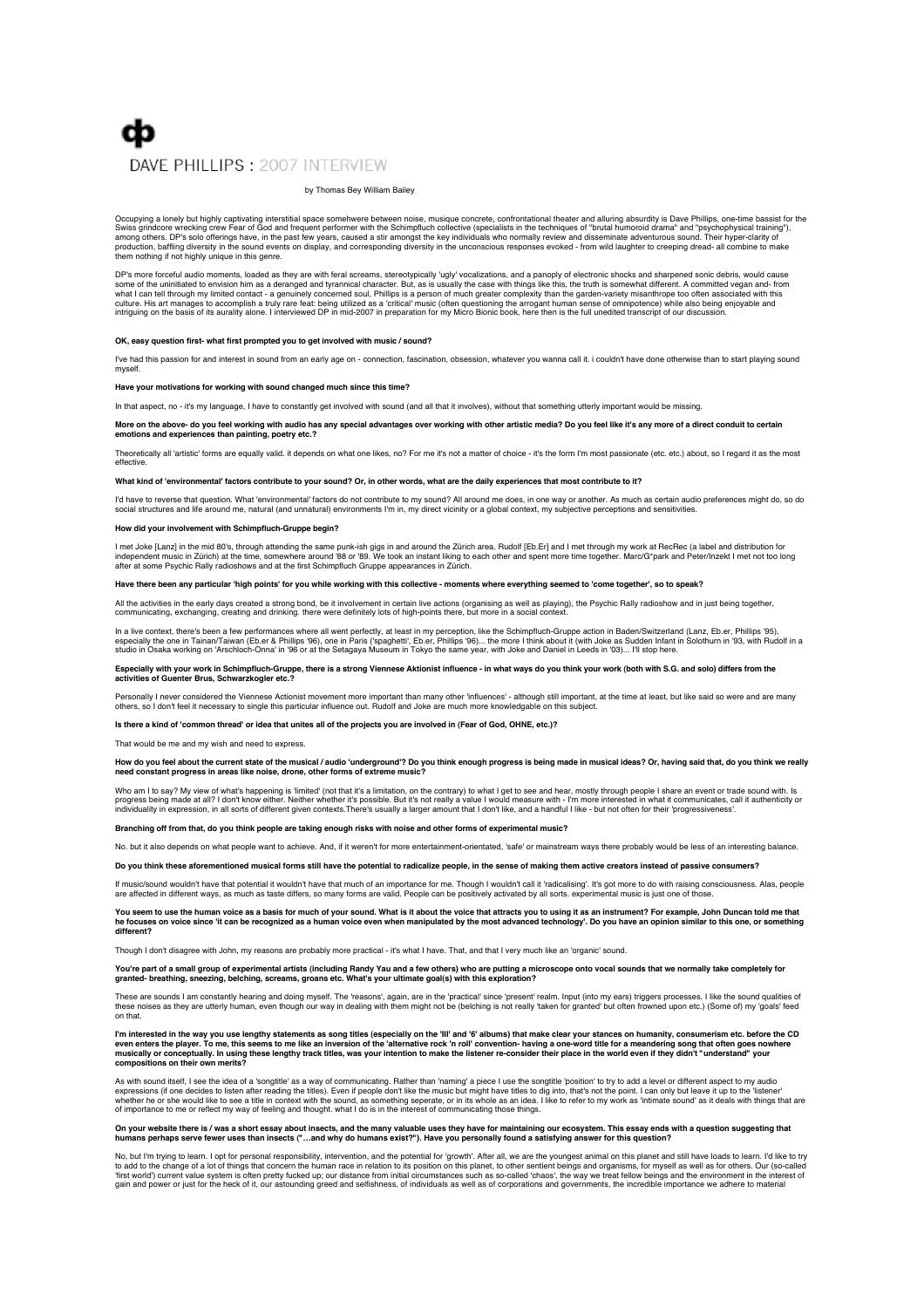# DAVE PHILLIPS : 2007 INTERVIEW

by Thomas Bey William Bailey

Occupying a lonely but highly captivating interstitial space somewhere between noise, musique concrete, confrontational theater and alluring absurdity is Dave Phillips, one-time bassist for the Swiss grindcore wrecking crew Fear of God and frequent performer with the Schimpfluch collective (specialists in the techniques of "brutal humoroid drama" and "psychophysical training"), among others. DP's solo offerings have, in the past few years, caused a stir amongst the key individuals who normally review and disseminate adventurous sound. Their hyper-clarity of production, baffling diversity in the sound events on display, and corresponding diversity in the unconscious responses evoked - from wild laughter to creeping dread- all combine to make them nothing if not highly unique in this genre.

DP's more forceful audio moments, loaded as they are with feral screams, stereotypically 'ugly' vocalizations, and a panoply of electronic shocks and sharpened sonic debris, would cause some of the uninitiated to envision him as a deranged and tyrannical character. But, as is usually the case with things like this, the truth is somewhat different. A committed vegan and- from what I can tell through my limited contact - a genuinely concerned soul, Phillips is a person of much greater complexity than the garden-variety misanthrope too often associated with this culture. His art manages to accomplish a truly rare feat: being utilized as a 'critical' music (often questioning the arrogant human sense of omnipotence) while also being enjoyable and intriguing on the basis of its aurality alone. I interviewed DP in mid-2007 in preparation for my Micro Bionic book, here then is the full unedited transcript of our discussion.

**OK, easy question first- what first prompted you to get involved with music / sound?**

I've had this passion for and interest in sound from an early age on - connection, fascination, obsession, whatever you wanna call it. i couldn't have done otherwise than to start playing sound myself.

**Have your motivations for working with sound changed much since this time?**

In that aspect, no - it's my language, I have to constantly get involved with sound (and all that it involves), without that something utterly important would be missing.

**More on the above- do you feel working with audio has any special advantages over working with other artistic media? Do you feel like it's any more of a direct conduit to certain emotions and experiences than painting, poetry etc.?**

Theoretically all 'artistic' forms are equally valid. it depends on what one likes, no? For me it's not a matter of choice - it's the form I'm most passionate (etc. etc.) about, so I regard it as the most effective.

**What kind of 'environmental' factors contribute to your sound? Or, in other words, what are the daily experiences that most contribute to it?**

I'd have to reverse that question. What 'environmental' factors do not contribute to my sound? All around me does, in one way or another. As much as certain audio preferences might do, so do social structures and life around me, natural (and unnatural) environments I'm in, my direct vicinity or a global context, my subjective perceptions and sensitivities.

**How did your involvement with Schimpfluch-Gruppe begin?**

I met Joke [Lanz] in the mid 80's, through attending the same punk-ish gigs in and around the Zürich area. Rudolf [Eb.Er] and I met through my work at RecRec (a label and distribution for independent music in Zürich) at the time, somewhere around '88 or '89. We took an instant liking to each other and spent more time together. Marc/G*park and Peter/Inzekt I met not too long after at some Psychic Rally radioshows and at the first Schimpfluch Gruppe appearances in Zürich.

**Have there been any particular 'high points' for you while working with this collective - moments where everything seemed to 'come together', so to speak?**

All the activities in the early days created a strong bond, be it involvement in certain live actions (organising as well as playing), the Psychic Rally radioshow and in just being together, communicating, exchanging, creating and drinking. there were definitely lots of high-points there, but more in a social context.

In a live context, there's been a few performances where all went perfectly, at least in my perception, like the Schimpfluch-Gruppe action in Baden/Switzerland (Lanz, Eb.er, Phillips '95), especially the one in Tainan/Taiwan (Eb.er & Phillips '96), one in Paris ('spaghetti', Eb.er, Phillips '96)... the more I think about it (with Joke as Sudden Infant in Solothurn in '93, with Rudolf in a studio in Osaka working on 'Arschloch-Onna' in '96 or at the Setagaya Museum in Tokyo the same year, with Joke and Daniel in Leeds in '03)... I'll stop here.

**Especially with your work in Schimpfluch-Gruppe, there is a strong Viennese Aktionist influence - in what ways do you think your work (both with S.G. and solo) differs from the activities of Guenter Brus, Schwarzkogler etc.?**

Personally I never considered the Viennese Actionist movement more important than many other 'influences' - although still important, at the time at least, but like said so were and are many others, so I don't feel it necessary to single this particular influence out. Rudolf and Joke are much more knowledgable on this subject.

**Is there a kind of 'common thread' or idea that unites all of the projects you are involved in (Fear of God, OHNE, etc.)?**

That would be me and my wish and need to express.

**How do you feel about the current state of the musical / audio 'underground'? Do you think enough progress is being made in musical ideas? Or, having said that, do you think we really need constant progress in areas like noise, drone, other forms of extreme music?**

Who am I to say? My view of what's happening is 'limited' (not that it's a limitation, on the contrary) to what I get to see and hear, mostly through people I share an event or trade sound with. Is progress being made at all? I don't know either. Neither whether it's possible. But it's not really a value I would measure with - I'm more interested in what it communicates, call it authenticity or individuality in expression, in all sorts of different given contexts.There's usually a larger amount that I don't like, and a handful I like - but not often for their 'progressiveness'.

**Branching off from that, do you think people are taking enough risks with noise and other forms of experimental music?**

No. but it also depends on what people want to achieve. And, if it weren't for more entertainment-orientated, 'safe' or mainstream ways there probably would be less of an interesting balance.

**Do you think these aforementioned musical forms still have the potential to radicalize people, in the sense of making them active creators instead of passive consumers?**

If music/sound wouldn't have that potential it wouldn't have that much of an importance for me. Though I wouldn't call it 'radicalising'. It's got more to do with raising consciousness. Alas, people are affected in different ways, as much as taste differs, so many forms are valid. People can be positively activated by all sorts. experimental music is just one of those.

**You seem to use the human voice as a basis for much of your sound. What is it about the voice that attracts you to using it as an instrument? For example, John Duncan told me that he focuses on voice since 'it can be recognized as a human voice even when manipulated by the most advanced technology'. Do you have an opinion similar to this one, or something different?**

Though I don't disagree with John, my reasons are probably more practical - it's what I have. That, and that I very much like an 'organic' sound.

**You're part of a small group of experimental artists (including Randy Yau and a few others) who are putting a microscope onto vocal sounds that we normally take completely for granted- breathing, sneezing, belching, screams, groans etc. What's your ultimate goal(s) with this exploration?**

These are sounds I am constantly hearing and doing myself. The 'reasons', again, are in the 'practical' since 'present' realm. Input (into my ears) triggers processes. I like the sound qualities of these noises as they are utterly human, even though our way in dealing with them might not be (belching is not really 'taken for granted' but often frowned upon etc.) (Some of) my 'goals' feed on that.

**I'm interested in the way you use lengthy statements as song titles (especially on the 'Ill' and '6' albums) that make clear your stances on humanity, consumerism etc. before the CD even enters the player. To me, this seems to me like an inversion of the 'alternative rock 'n roll' convention- having a one-word title for a meandering song that often goes nowhere musically or conceptually. In using these lengthy track titles, was your intention to make the listener re-consider their place in the world even if they didn't "understand" your compositions on their own merits?**

As with sound itself, I see the idea of a 'songtitle' as a way of communicating. Rather than 'naming' a piece I use the songtitle 'position' to try to add a level or different aspect to my audio expressions (if one decides to listen after reading the titles). Even if people don't like the music but might have titles to dig into, that's not the point. I can only but leave it up to the 'listener' whether he or she would like to see a title in context with the sound, as something seperate, or in its whole as an idea. I like to refer to my work as 'intimate sound' as it deals with things that are of importance to me or reflect my way of feeling and thought. what I do is in the interest of communicating those things.

**On your website there is / was a short essay about insects, and the many valuable uses they have for maintaining our ecosystem. This essay ends with a question suggesting that humans perhaps serve fewer uses than insects ("…and why do humans exist?"). Have you personally found a satisfying answer for this question?**

No, but I'm trying to learn. I opt for personal responsibility, intervention, and the potential for 'growth'. After all, we are the youngest animal on this planet and still have loads to learn. I'd like to try to add to the change of a lot of things that concern the human race in relation to its position on this planet, to other sentient beings and organisms, for myself as well as for others. Our (so-called 'first world') current value system is often pretty fucked up; our distance from initial circumstances such as so-called 'chaos', the way we treat fellow beings and the environment in the interest of gain and power or just for the heck of it, our astounding greed and selfishness, of individuals as well as of corporations and governments, the incredible importance we adhere to material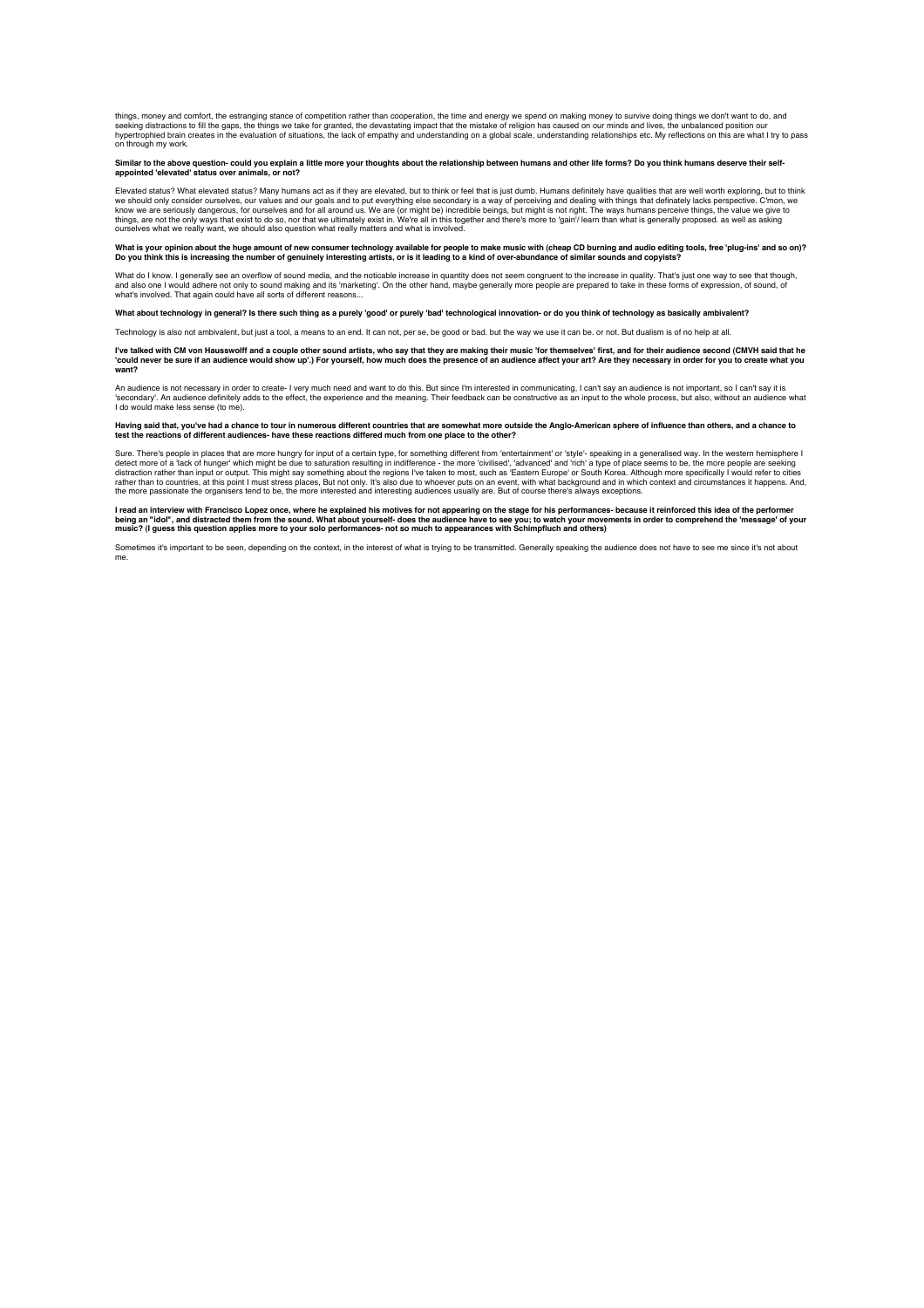things, money and comfort, the estranging stance of competition rather than cooperation, the time and energy we spend on making money to survive doing things we don't want to do, and seeking distractions to fill the gaps, the things we take for granted, the devastating impact that the mistake of religion has caused on our minds and lives, the unbalanced position our hypertrophied brain creates in the evaluation of situations, the lack of empathy and understanding on a global scale, understanding relationships etc. My reflections on this are what I try to pass on through my work.

**Similar to the above question- could you explain a little more your thoughts about the relationship between humans and other life forms? Do you think humans deserve their self-appointed 'elevated' status over animals, or not?**

Elevated status? What elevated status? Many humans act as if they are elevated, but to think or feel that is just dumb. Humans definitely have qualities that are well worth exploring, but to think we should only consider ourselves, our values and our goals and to put everything else secondary is a way of perceiving and dealing with things that definately lacks perspective. C'mon, we know we are seriously dangerous, for ourselves and for all around us. We are (or might be) incredible beings, but might is not right. The ways humans perceive things, the value we give to things, are not the only ways that exist to do so, nor that we ultimately exist in. We're all in this together and there's more to 'gain'/ learn than what is generally proposed. as well as asking ourselves what we really want, we should also question what really matters and what is involved.

**What is your opinion about the huge amount of new consumer technology available for people to make music with (cheap CD burning and audio editing tools, free 'plug-ins' and so on)? Do you think this is increasing the number of genuinely interesting artists, or is it leading to a kind of over-abundance of similar sounds and copyists?**

What do I know. I generally see an overflow of sound media, and the noticable increase in quantity does not seem congruent to the increase in quality. That's just one way to see that though, and also one I would adhere not only to sound making and its 'marketing'. On the other hand, maybe generally more people are prepared to take in these forms of expression, of sound, of what's involved. That again could have all sorts of different reasons...

**What about technology in general? Is there such thing as a purely 'good' or purely 'bad' technological innovation- or do you think of technology as basically ambivalent?**

Technology is also not ambivalent, but just a tool, a means to an end. It can not, per se, be good or bad. but the way we use it can be. or not. But dualism is of no help at all.

**I've talked with CM von Hausswolff and a couple other sound artists, who say that they are making their music 'for themselves' first, and for their audience second (CMVH said that he 'could never be sure if an audience would show up'.) For yourself, how much does the presence of an audience affect your art? Are they necessary in order for you to create what you want?**

An audience is not necessary in order to create- I very much need and want to do this. But since I'm interested in communicating, I can't say an audience is not important, so I can't say it is 'secondary'. An audience definitely adds to the effect, the experience and the meaning. Their feedback can be constructive as an input to the whole process, but also, without an audience what I do would make less sense (to me).

**Having said that, you've had a chance to tour in numerous different countries that are somewhat more outside the Anglo-American sphere of influence than others, and a chance to test the reactions of different audiences- have these reactions differed much from one place to the other?**

Sure. There's people in places that are more hungry for input of a certain type, for something different from 'entertainment' or 'style'- speaking in a generalised way. In the western hemisphere I detect more of a 'lack of hunger' which might be due to saturation resulting in indifference - the more 'civilised', 'advanced' and 'rich' a type of place seems to be, the more people are seeking distraction rather than input or output. This might say something about the regions I've taken to most, such as 'Eastern Europe' or South Korea. Although more specifically I would refer to cities rather than to countries, at this point I must stress places, But not only. It's also due to whoever puts on an event, with what background and in which context and circumstances it happens. And, the more passionate the organisers tend to be, the more interested and interesting audiences usually are. But of course there's always exceptions.

**I read an interview with Francisco Lopez once, where he explained his motives for not appearing on the stage for his performances- because it reinforced this idea of the performer being an "idol", and distracted them from the sound. What about yourself- does the audience have to see you; to watch your movements in order to comprehend the 'message' of your music? (I guess this question applies more to your solo performances- not so much to appearances with Schimpfluch and others)**

Sometimes it's important to be seen, depending on the context, in the interest of what is trying to be transmitted. Generally speaking the audience does not have to see me since it's not about me.